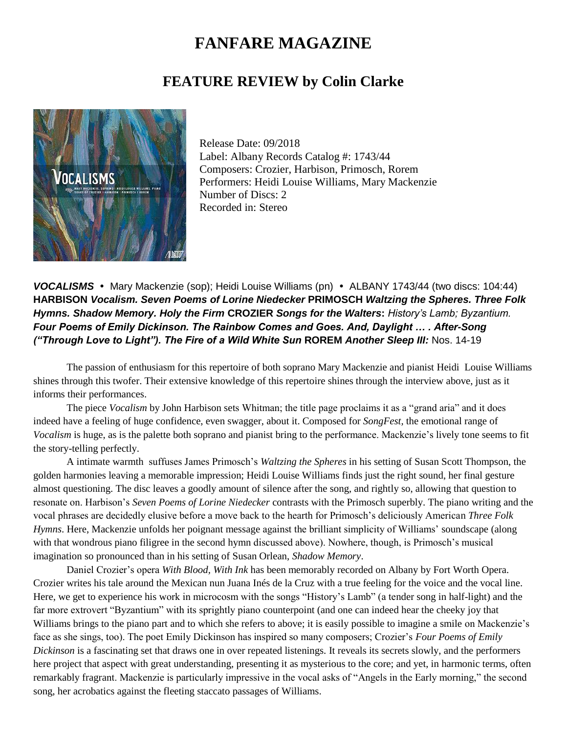# FANFARE MAGAZINE

## FEATURE REVIEW by Colin Clarke

Release Date: 09/2018
Label: Albany Records Catalog #: 1743/44
Composers: Crozier, Harbison, Primosch, Rorem
Performers: Heidi Louise Williams, Mary Mackenzie
Number of Discs: 2
Recorded in: Stereo

***VOCALISMS*** • Mary Mackenzie (sop); Heidi Louise Williams (pn) • ALBANY 1743/44 (two discs: 104:44) **HARBISON *Vocalism. Seven Poems of Lorine Niedecker* PRIMOSCH *Waltzing the Spheres. Three Folk Hymns. Shadow Memory. Holy the Firm* CROZIER *Songs for the Walters*:** *History's Lamb; Byzantium.* ***Four Poems of Emily Dickinson. The Rainbow Comes and Goes. And, Daylight … . After-Song ("Through Love to Light"). The Fire of a Wild White Sun*** **ROREM** ***Another Sleep III:*** Nos. 14-19

The passion of enthusiasm for this repertoire of both soprano Mary Mackenzie and pianist Heidi Louise Williams shines through this twofer. Their extensive knowledge of this repertoire shines through the interview above, just as it informs their performances.

The piece *Vocalism* by John Harbison sets Whitman; the title page proclaims it as a "grand aria" and it does indeed have a feeling of huge confidence, even swagger, about it. Composed for *SongFest*, the emotional range of *Vocalism* is huge, as is the palette both soprano and pianist bring to the performance. Mackenzie's lively tone seems to fit the story-telling perfectly.

A intimate warmth suffuses James Primosch's *Waltzing the Spheres* in his setting of Susan Scott Thompson, the golden harmonies leaving a memorable impression; Heidi Louise Williams finds just the right sound, her final gesture almost questioning. The disc leaves a goodly amount of silence after the song, and rightly so, allowing that question to resonate on. Harbison's *Seven Poems of Lorine Niedecker* contrasts with the Primosch superbly. The piano writing and the vocal phrases are decidedly elusive before a move back to the hearth for Primosch's deliciously American *Three Folk Hymns*. Here, Mackenzie unfolds her poignant message against the brilliant simplicity of Williams' soundscape (along with that wondrous piano filigree in the second hymn discussed above). Nowhere, though, is Primosch's musical imagination so pronounced than in his setting of Susan Orlean, *Shadow Memory*.

Daniel Crozier's opera *With Blood, With Ink* has been memorably recorded on Albany by Fort Worth Opera. Crozier writes his tale around the Mexican nun Juana Inés de la Cruz with a true feeling for the voice and the vocal line. Here, we get to experience his work in microcosm with the songs "History's Lamb" (a tender song in half-light) and the far more extrovert "Byzantium" with its sprightly piano counterpoint (and one can indeed hear the cheeky joy that Williams brings to the piano part and to which she refers to above; it is easily possible to imagine a smile on Mackenzie's face as she sings, too). The poet Emily Dickinson has inspired so many composers; Crozier's *Four Poems of Emily Dickinson* is a fascinating set that draws one in over repeated listenings. It reveals its secrets slowly, and the performers here project that aspect with great understanding, presenting it as mysterious to the core; and yet, in harmonic terms, often remarkably fragrant. Mackenzie is particularly impressive in the vocal asks of "Angels in the Early morning," the second song, her acrobatics against the fleeting staccato passages of Williams.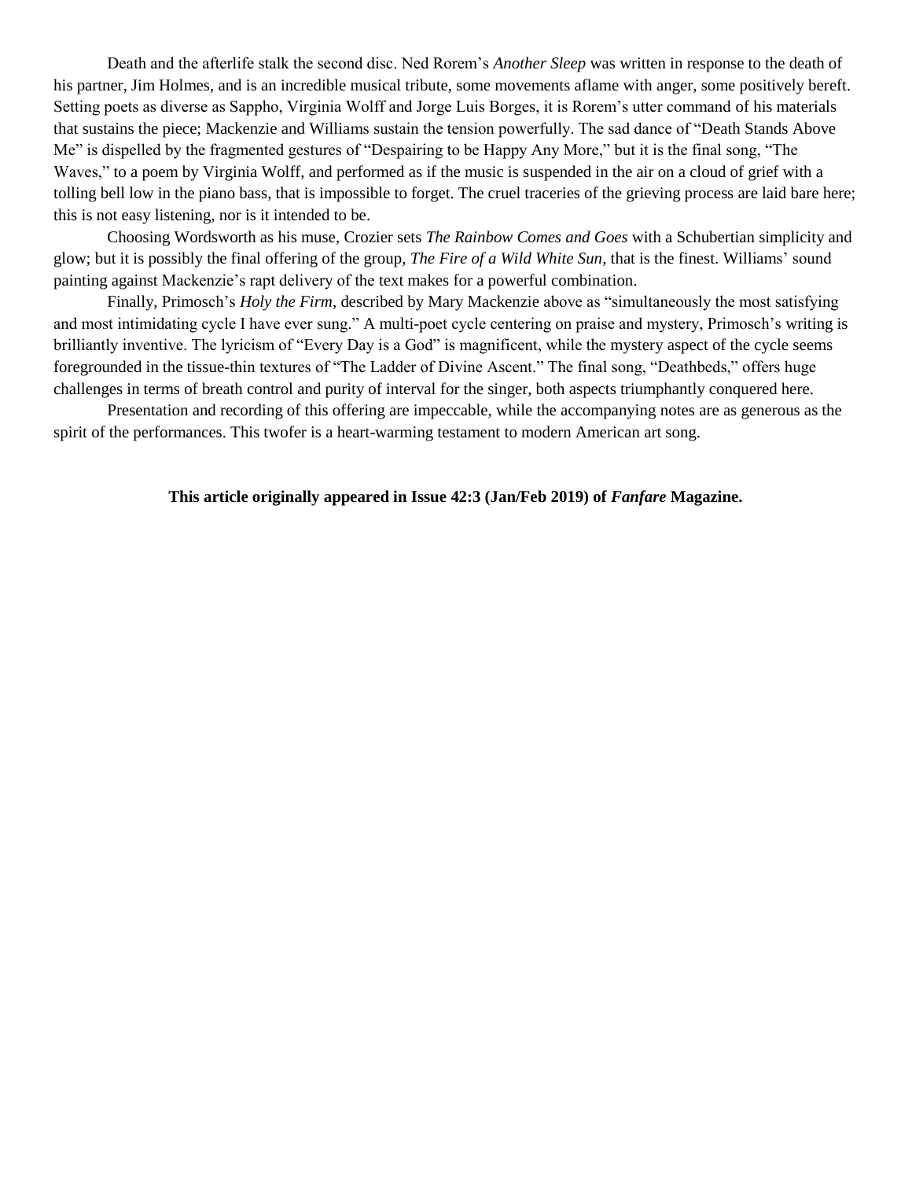Death and the afterlife stalk the second disc. Ned Rorem's *Another Sleep* was written in response to the death of his partner, Jim Holmes, and is an incredible musical tribute, some movements aflame with anger, some positively bereft. Setting poets as diverse as Sappho, Virginia Wolff and Jorge Luis Borges, it is Rorem's utter command of his materials that sustains the piece; Mackenzie and Williams sustain the tension powerfully. The sad dance of "Death Stands Above Me" is dispelled by the fragmented gestures of "Despairing to be Happy Any More," but it is the final song, "The Waves," to a poem by Virginia Wolff, and performed as if the music is suspended in the air on a cloud of grief with a tolling bell low in the piano bass, that is impossible to forget. The cruel traceries of the grieving process are laid bare here; this is not easy listening, nor is it intended to be.

Choosing Wordsworth as his muse, Crozier sets *The Rainbow Comes and Goes* with a Schubertian simplicity and glow; but it is possibly the final offering of the group, *The Fire of a Wild White Sun*, that is the finest. Williams' sound painting against Mackenzie's rapt delivery of the text makes for a powerful combination.

Finally, Primosch's *Holy the Firm*, described by Mary Mackenzie above as "simultaneously the most satisfying and most intimidating cycle I have ever sung." A multi-poet cycle centering on praise and mystery, Primosch's writing is brilliantly inventive. The lyricism of "Every Day is a God" is magnificent, while the mystery aspect of the cycle seems foregrounded in the tissue-thin textures of "The Ladder of Divine Ascent." The final song, "Deathbeds," offers huge challenges in terms of breath control and purity of interval for the singer, both aspects triumphantly conquered here.

Presentation and recording of this offering are impeccable, while the accompanying notes are as generous as the spirit of the performances. This twofer is a heart-warming testament to modern American art song.

**This article originally appeared in Issue 42:3 (Jan/Feb 2019) of *Fanfare* Magazine.**